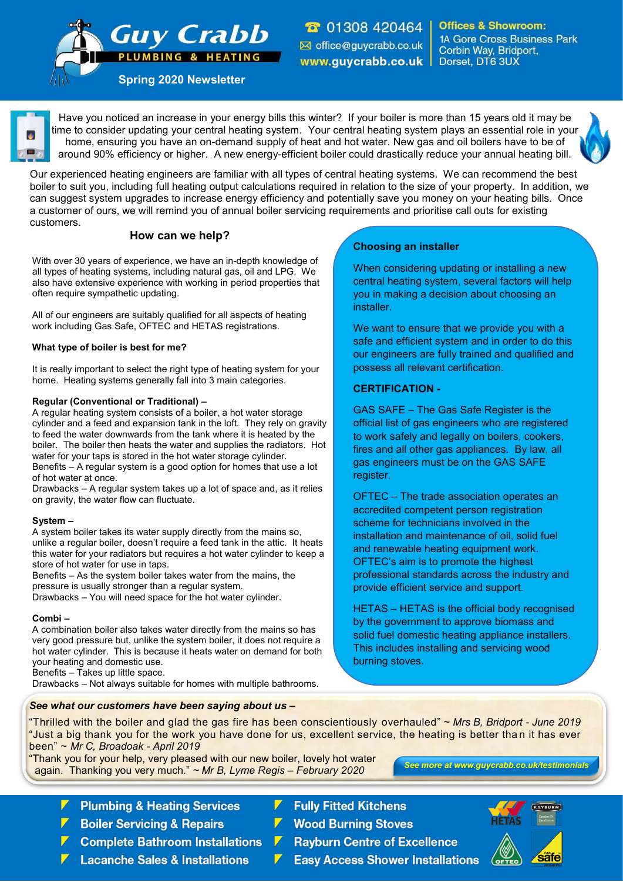# Guy Crabb PLUMBING & HEATING

☎ 01308 420464
office@guycrabb.co.uk
www.guycrabb.co.uk

**Offices & Showroom:**
1A Gore Cross Business Park
Corbin Way, Bridport,
Dorset, DT6 3UX

## Spring 2020 Newsletter

Have you noticed an increase in your energy bills this winter? If your boiler is more than 15 years old it may be time to consider updating your central heating system. Your central heating system plays an essential role in your home, ensuring you have an on-demand supply of heat and hot water. New gas and oil boilers have to be of around 90% efficiency or higher. A new energy-efficient boiler could drastically reduce your annual heating bill.

Our experienced heating engineers are familiar with all types of central heating systems. We can recommend the best boiler to suit you, including full heating output calculations required in relation to the size of your property. In addition, we can suggest system upgrades to increase energy efficiency and potentially save you money on your heating bills. Once a customer of ours, we will remind you of annual boiler servicing requirements and prioritise call outs for existing customers.

### How can we help?

With over 30 years of experience, we have an in-depth knowledge of all types of heating systems, including natural gas, oil and LPG. We also have extensive experience with working in period properties that often require sympathetic updating.

All of our engineers are suitably qualified for all aspects of heating work including Gas Safe, OFTEC and HETAS registrations.

**What type of boiler is best for me?**

It is really important to select the right type of heating system for your home. Heating systems generally fall into 3 main categories.

**Regular (Conventional or Traditional) –**
A regular heating system consists of a boiler, a hot water storage cylinder and a feed and expansion tank in the loft. They rely on gravity to feed the water downwards from the tank where it is heated by the boiler. The boiler then heats the water and supplies the radiators. Hot water for your taps is stored in the hot water storage cylinder.
Benefits – A regular system is a good option for homes that use a lot of hot water at once.
Drawbacks – A regular system takes up a lot of space and, as it relies on gravity, the water flow can fluctuate.

**System –**
A system boiler takes its water supply directly from the mains so, unlike a regular boiler, doesn't require a feed tank in the attic. It heats this water for your radiators but requires a hot water cylinder to keep a store of hot water for use in taps.
Benefits – As the system boiler takes water from the mains, the pressure is usually stronger than a regular system.
Drawbacks – You will need space for the hot water cylinder.

**Combi –**
A combination boiler also takes water directly from the mains so has very good pressure but, unlike the system boiler, it does not require a hot water cylinder. This is because it heats water on demand for both your heating and domestic use.
Benefits – Takes up little space.
Drawbacks – Not always suitable for homes with multiple bathrooms.

### Choosing an installer

When considering updating or installing a new central heating system, several factors will help you in making a decision about choosing an installer.

We want to ensure that we provide you with a safe and efficient system and in order to do this our engineers are fully trained and qualified and possess all relevant certification.

**CERTIFICATION -**

GAS SAFE – The Gas Safe Register is the official list of gas engineers who are registered to work safely and legally on boilers, cookers, fires and all other gas appliances. By law, all gas engineers must be on the GAS SAFE register.

OFTEC – The trade association operates an accredited competent person registration scheme for technicians involved in the installation and maintenance of oil, solid fuel and renewable heating equipment work. OFTEC's aim is to promote the highest professional standards across the industry and provide efficient service and support.

HETAS – HETAS is the official body recognised by the government to approve biomass and solid fuel domestic heating appliance installers. This includes installing and servicing wood burning stoves.

***See what our customers have been saying about us –***

"Thrilled with the boiler and glad the gas fire has been conscientiously overhauled" ~ *Mrs B, Bridport - June 2019*
"Just a big thank you for the work you have done for us, excellent service, the heating is better than it has ever been" ~ *Mr C, Broadoak - April 2019*
"Thank you for your help, very pleased with our new boiler, lovely hot water again. Thanking you very much." ~ *Mr B, Lyme Regis – February 2020*

***See more at www.guycrabb.co.uk/testimonials***

- Plumbing & Heating Services
- Boiler Servicing & Repairs
- Complete Bathroom Installations
- Lacanche Sales & Installations
- Fully Fitted Kitchens
- Wood Burning Stoves
- Rayburn Centre of Excellence
- Easy Access Shower Installations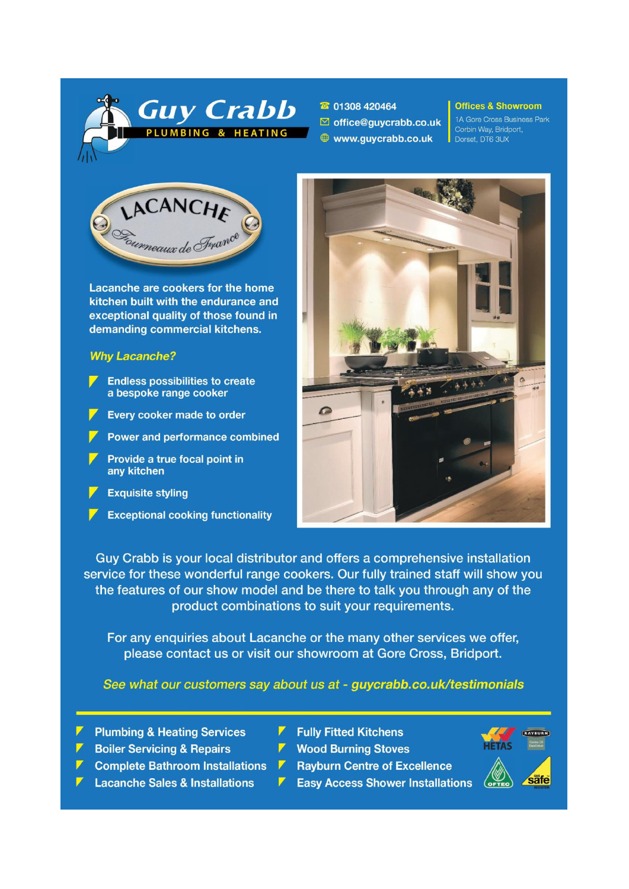# Guy Crabb

PLUMBING & HEATING

☎ 01308 420464
office@guycrabb.co.uk
www.guycrabb.co.uk

**Offices & Showroom**
1A Gore Cross Business Park
Corbin Way, Bridport,
Dorset, DT6 3UX

LACANCHE
Fourneaux de France

**Lacanche are cookers for the home kitchen built with the endurance and exceptional quality of those found in demanding commercial kitchens.**

## *Why Lacanche?*

- **Endless possibilities to create a bespoke range cooker**
- **Every cooker made to order**
- **Power and performance combined**
- **Provide a true focal point in any kitchen**
- **Exquisite styling**
- **Exceptional cooking functionality**

Guy Crabb is your local distributor and offers a comprehensive installation service for these wonderful range cookers. Our fully trained staff will show you the features of our show model and be there to talk you through any of the product combinations to suit your requirements.

For any enquiries about Lacanche or the many other services we offer, please contact us or visit our showroom at Gore Cross, Bridport.

*See what our customers say about us at - **guycrabb.co.uk/testimonials***

- **Plumbing & Heating Services**
- **Boiler Servicing & Repairs**
- **Complete Bathroom Installations**
- **Lacanche Sales & Installations**
- **Fully Fitted Kitchens**
- **Wood Burning Stoves**
- **Rayburn Centre of Excellence**
- **Easy Access Shower Installations**

HETAS
RAYBURN
OFTEC
Gas Safe